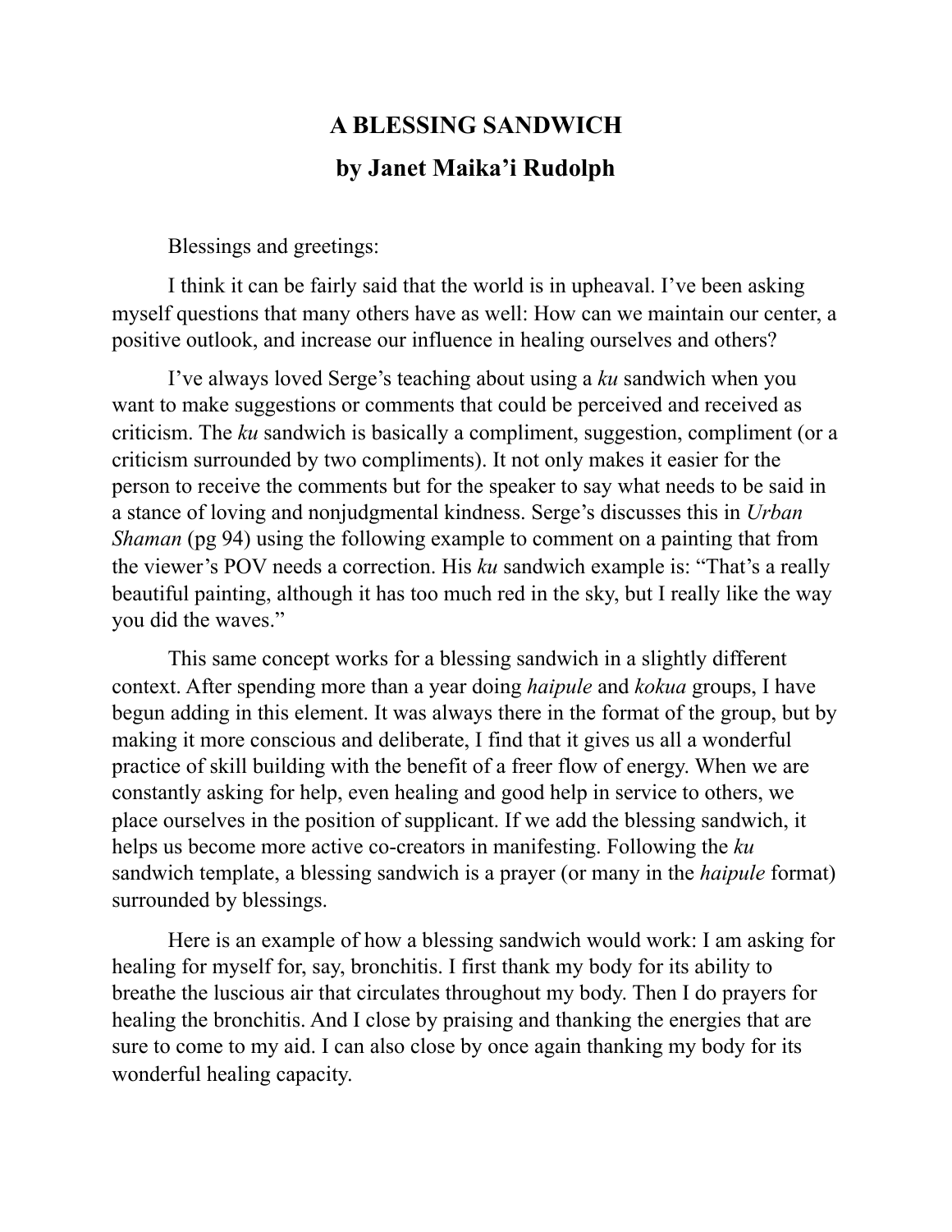# A BLESSING SANDWICH

## by Janet Maika'i Rudolph

Blessings and greetings:

I think it can be fairly said that the world is in upheaval. I've been asking myself questions that many others have as well: How can we maintain our center, a positive outlook, and increase our influence in healing ourselves and others?

I've always loved Serge's teaching about using a *ku* sandwich when you want to make suggestions or comments that could be perceived and received as criticism. The *ku* sandwich is basically a compliment, suggestion, compliment (or a criticism surrounded by two compliments). It not only makes it easier for the person to receive the comments but for the speaker to say what needs to be said in a stance of loving and nonjudgmental kindness. Serge's discusses this in *Urban Shaman* (pg 94) using the following example to comment on a painting that from the viewer's POV needs a correction. His *ku* sandwich example is: "That's a really beautiful painting, although it has too much red in the sky, but I really like the way you did the waves."

This same concept works for a blessing sandwich in a slightly different context. After spending more than a year doing *haipule* and *kokua* groups, I have begun adding in this element. It was always there in the format of the group, but by making it more conscious and deliberate, I find that it gives us all a wonderful practice of skill building with the benefit of a freer flow of energy. When we are constantly asking for help, even healing and good help in service to others, we place ourselves in the position of supplicant. If we add the blessing sandwich, it helps us become more active co-creators in manifesting. Following the *ku* sandwich template, a blessing sandwich is a prayer (or many in the *haipule* format) surrounded by blessings.

Here is an example of how a blessing sandwich would work: I am asking for healing for myself for, say, bronchitis. I first thank my body for its ability to breathe the luscious air that circulates throughout my body. Then I do prayers for healing the bronchitis. And I close by praising and thanking the energies that are sure to come to my aid. I can also close by once again thanking my body for its wonderful healing capacity.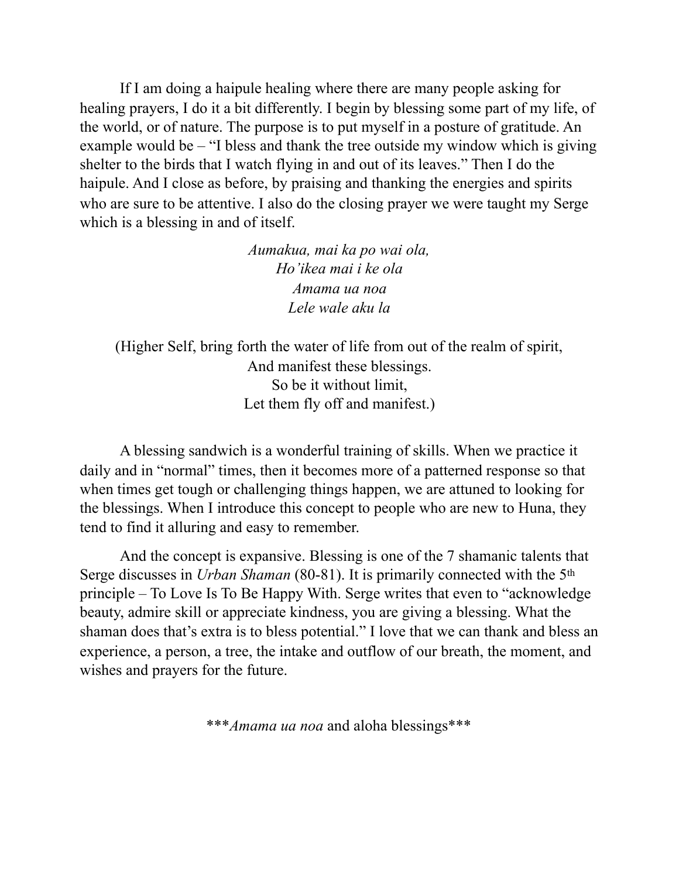If I am doing a haipule healing where there are many people asking for healing prayers, I do it a bit differently. I begin by blessing some part of my life, of the world, or of nature. The purpose is to put myself in a posture of gratitude. An example would be – "I bless and thank the tree outside my window which is giving shelter to the birds that I watch flying in and out of its leaves." Then I do the haipule. And I close as before, by praising and thanking the energies and spirits who are sure to be attentive. I also do the closing prayer we were taught my Serge which is a blessing in and of itself.

*Aumakua, mai ka po wai ola,*  
*Ho'ikea mai i ke ola*  
*Amama ua noa*  
*Lele wale aku la*

(Higher Self, bring forth the water of life from out of the realm of spirit,  
And manifest these blessings.  
So be it without limit,  
Let them fly off and manifest.)

A blessing sandwich is a wonderful training of skills. When we practice it daily and in "normal" times, then it becomes more of a patterned response so that when times get tough or challenging things happen, we are attuned to looking for the blessings. When I introduce this concept to people who are new to Huna, they tend to find it alluring and easy to remember.

And the concept is expansive. Blessing is one of the 7 shamanic talents that Serge discusses in *Urban Shaman* (80-81). It is primarily connected with the 5th principle – To Love Is To Be Happy With. Serge writes that even to "acknowledge beauty, admire skill or appreciate kindness, you are giving a blessing. What the shaman does that's extra is to bless potential." I love that we can thank and bless an experience, a person, a tree, the intake and outflow of our breath, the moment, and wishes and prayers for the future.

\*\*\**Amama ua noa* and aloha blessings\*\*\*